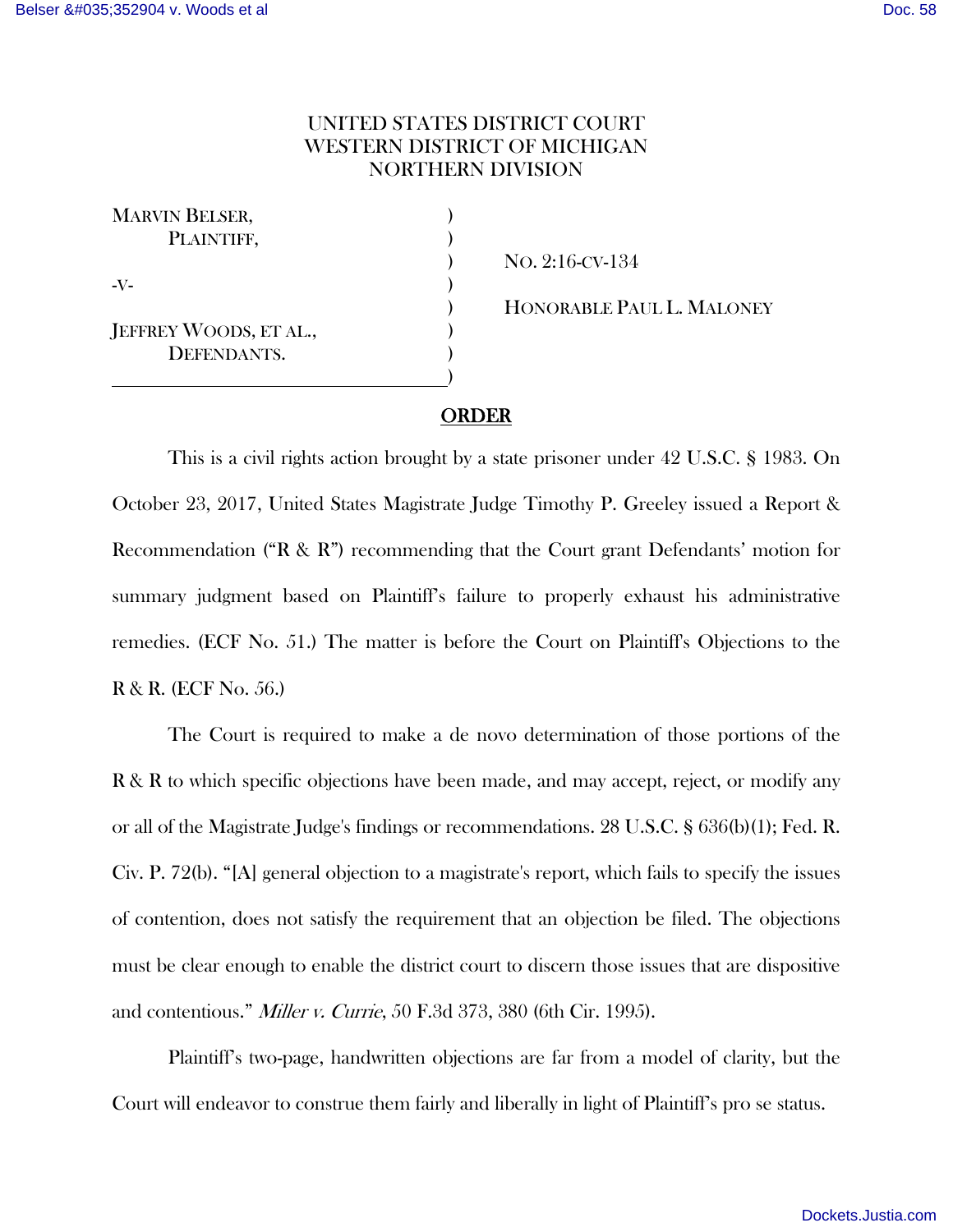UNITED STATES DISTRICT COURT
WESTERN DISTRICT OF MICHIGAN
NORTHERN DIVISION

| | |
|---|---|
| MARVIN BELSER,<br>PLAINTIFF,<br><br>-V-<br><br>JEFFREY WOODS, ET AL.,<br>DEFENDANTS. | NO. 2:16-CV-134<br><br>HONORABLE PAUL L. MALONEY |

## ORDER

This is a civil rights action brought by a state prisoner under 42 U.S.C. § 1983. On October 23, 2017, United States Magistrate Judge Timothy P. Greeley issued a Report & Recommendation ("R & R") recommending that the Court grant Defendants' motion for summary judgment based on Plaintiff's failure to properly exhaust his administrative remedies. (ECF No. 51.) The matter is before the Court on Plaintiff's Objections to the R & R. (ECF No. 56.)

The Court is required to make a de novo determination of those portions of the R & R to which specific objections have been made, and may accept, reject, or modify any or all of the Magistrate Judge's findings or recommendations. 28 U.S.C. § 636(b)(1); Fed. R. Civ. P. 72(b). "[A] general objection to a magistrate's report, which fails to specify the issues of contention, does not satisfy the requirement that an objection be filed. The objections must be clear enough to enable the district court to discern those issues that are dispositive and contentious." *Miller v. Currie*, 50 F.3d 373, 380 (6th Cir. 1995).

Plaintiff's two-page, handwritten objections are far from a model of clarity, but the Court will endeavor to construe them fairly and liberally in light of Plaintiff's pro se status.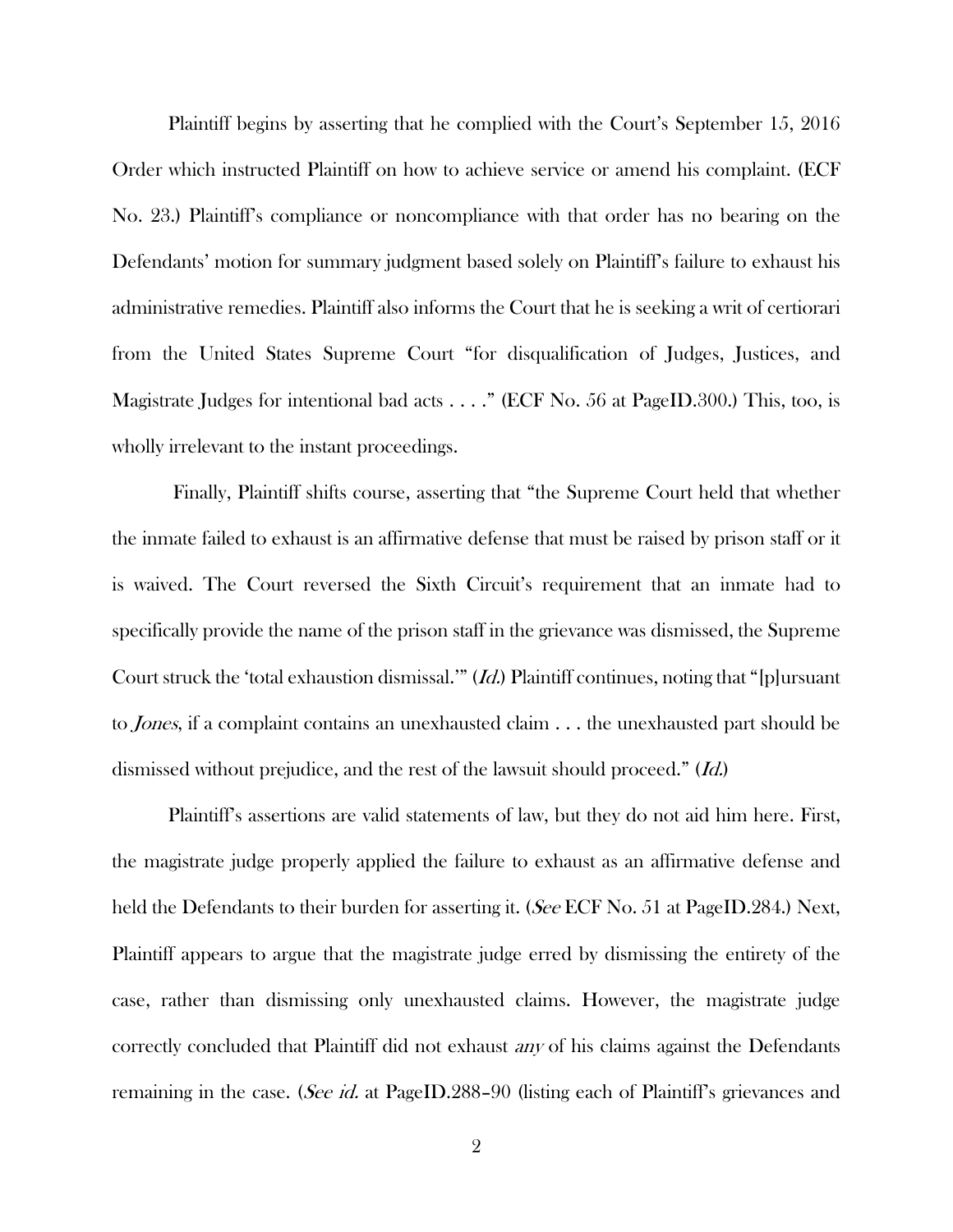Plaintiff begins by asserting that he complied with the Court's September 15, 2016 Order which instructed Plaintiff on how to achieve service or amend his complaint. (ECF No. 23.) Plaintiff's compliance or noncompliance with that order has no bearing on the Defendants' motion for summary judgment based solely on Plaintiff's failure to exhaust his administrative remedies. Plaintiff also informs the Court that he is seeking a writ of certiorari from the United States Supreme Court "for disqualification of Judges, Justices, and Magistrate Judges for intentional bad acts . . . ." (ECF No. 56 at PageID.300.) This, too, is wholly irrelevant to the instant proceedings.

Finally, Plaintiff shifts course, asserting that "the Supreme Court held that whether the inmate failed to exhaust is an affirmative defense that must be raised by prison staff or it is waived. The Court reversed the Sixth Circuit's requirement that an inmate had to specifically provide the name of the prison staff in the grievance was dismissed, the Supreme Court struck the 'total exhaustion dismissal.'" (*Id.*) Plaintiff continues, noting that "[p]ursuant to *Jones*, if a complaint contains an unexhausted claim . . . the unexhausted part should be dismissed without prejudice, and the rest of the lawsuit should proceed." (*Id.*)

Plaintiff's assertions are valid statements of law, but they do not aid him here. First, the magistrate judge properly applied the failure to exhaust as an affirmative defense and held the Defendants to their burden for asserting it. (*See* ECF No. 51 at PageID.284.) Next, Plaintiff appears to argue that the magistrate judge erred by dismissing the entirety of the case, rather than dismissing only unexhausted claims. However, the magistrate judge correctly concluded that Plaintiff did not exhaust *any* of his claims against the Defendants remaining in the case. (*See id.* at PageID.288–90 (listing each of Plaintiff's grievances and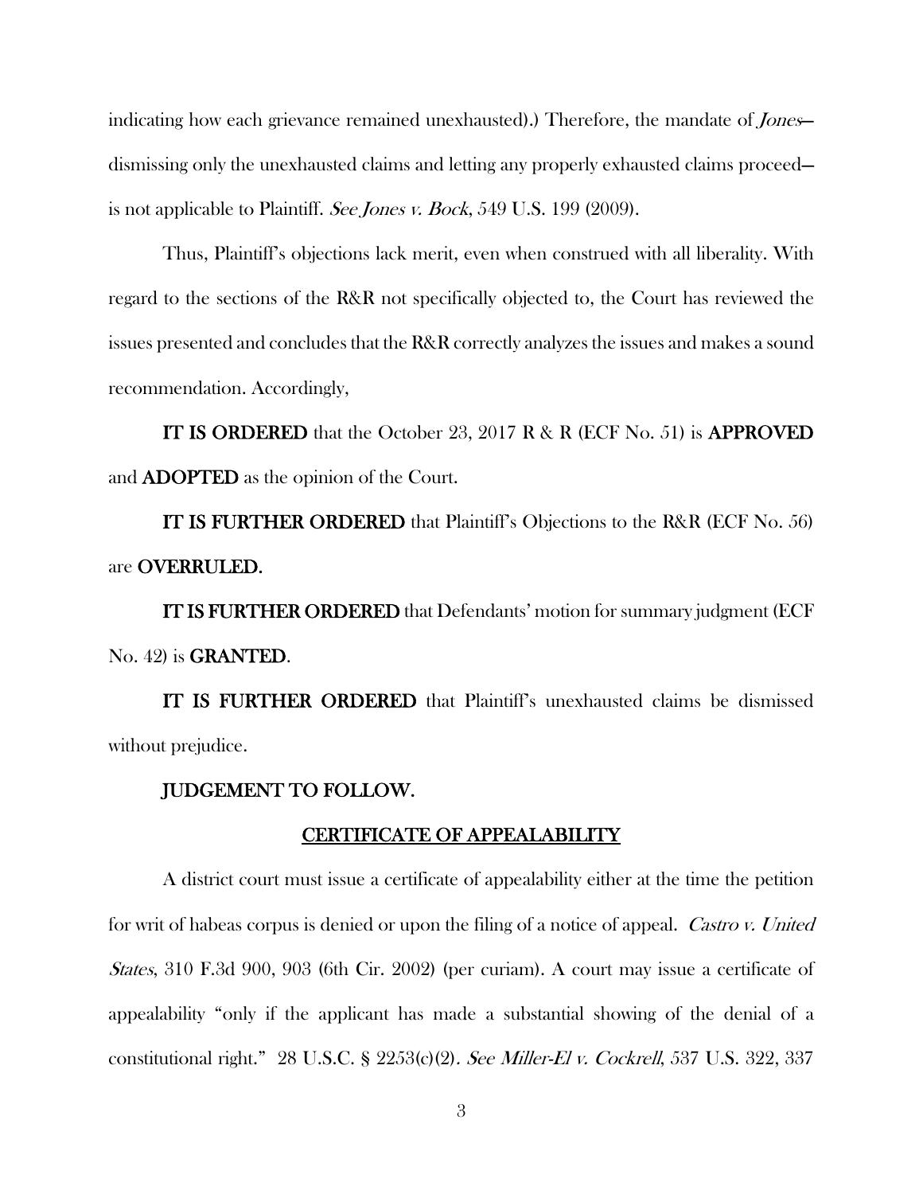indicating how each grievance remained unexhausted).) Therefore, the mandate of *Jones*—dismissing only the unexhausted claims and letting any properly exhausted claims proceed—is not applicable to Plaintiff. *See Jones v. Bock*, 549 U.S. 199 (2009).

Thus, Plaintiff's objections lack merit, even when construed with all liberality. With regard to the sections of the R&R not specifically objected to, the Court has reviewed the issues presented and concludes that the R&R correctly analyzes the issues and makes a sound recommendation. Accordingly,

**IT IS ORDERED** that the October 23, 2017 R & R (ECF No. 51) is **APPROVED** and **ADOPTED** as the opinion of the Court.

**IT IS FURTHER ORDERED** that Plaintiff's Objections to the R&R (ECF No. 56) are **OVERRULED.**

**IT IS FURTHER ORDERED** that Defendants' motion for summary judgment (ECF No. 42) is **GRANTED**.

**IT IS FURTHER ORDERED** that Plaintiff's unexhausted claims be dismissed without prejudice.

JUDGEMENT TO FOLLOW.

## CERTIFICATE OF APPEALABILITY

A district court must issue a certificate of appealability either at the time the petition for writ of habeas corpus is denied or upon the filing of a notice of appeal. *Castro v. United States*, 310 F.3d 900, 903 (6th Cir. 2002) (per curiam). A court may issue a certificate of appealability "only if the applicant has made a substantial showing of the denial of a constitutional right." 28 U.S.C. § 2253(c)(2). *See Miller-El v. Cockrell*, 537 U.S. 322, 337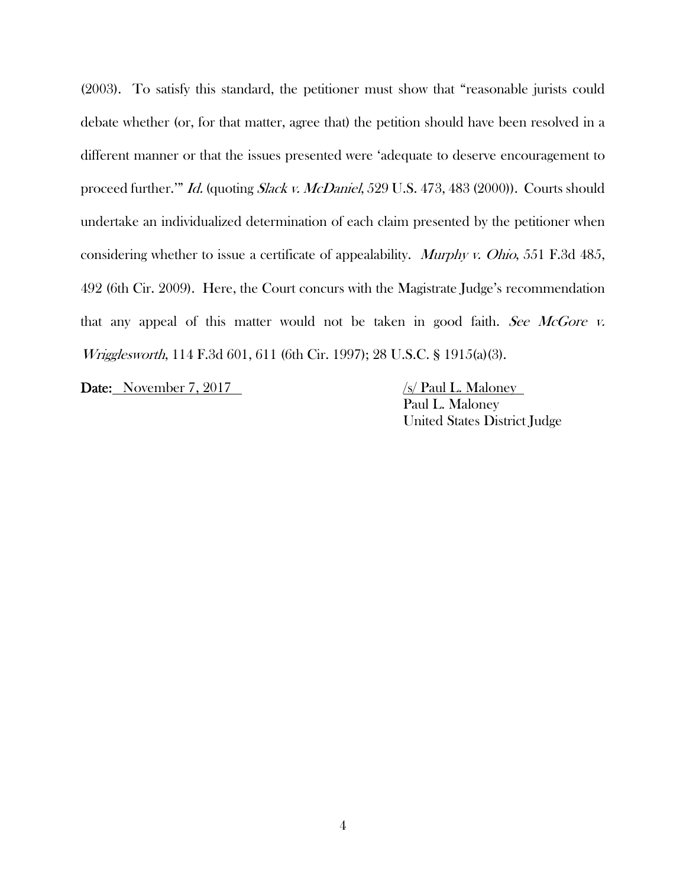(2003). To satisfy this standard, the petitioner must show that "reasonable jurists could debate whether (or, for that matter, agree that) the petition should have been resolved in a different manner or that the issues presented were 'adequate to deserve encouragement to proceed further.'" *Id.* (quoting *Slack v. McDaniel*, 529 U.S. 473, 483 (2000)). Courts should undertake an individualized determination of each claim presented by the petitioner when considering whether to issue a certificate of appealability. *Murphy v. Ohio*, 551 F.3d 485, 492 (6th Cir. 2009). Here, the Court concurs with the Magistrate Judge's recommendation that any appeal of this matter would not be taken in good faith. *See McGore v. Wrigglesworth*, 114 F.3d 601, 611 (6th Cir. 1997); 28 U.S.C. § 1915(a)(3).

**Date:** November 7, 2017

/s/ Paul L. Maloney
Paul L. Maloney
United States District Judge